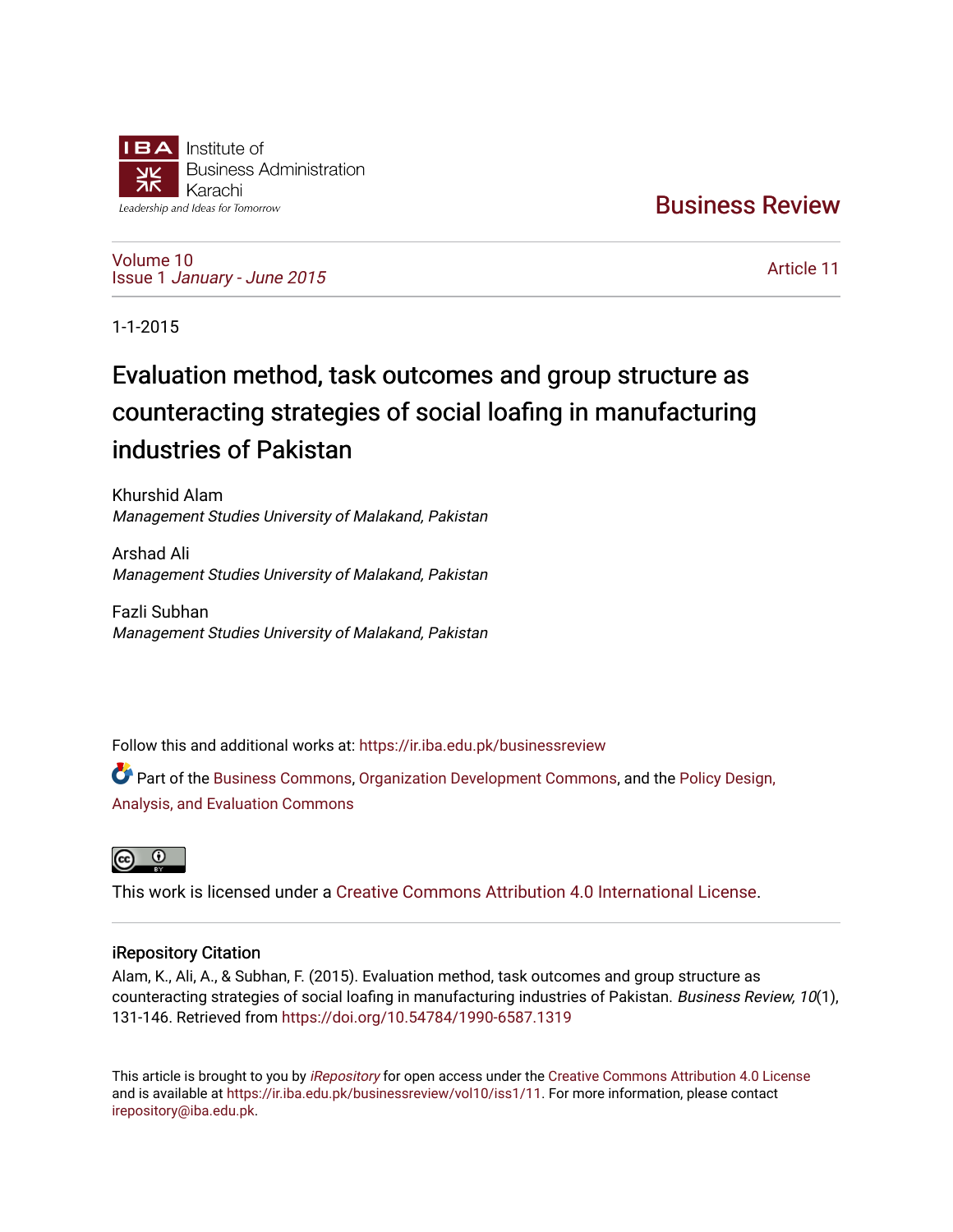Institute of Business Administration Karachi

Leadership and Ideas for Tomorrow

# Business Review

Volume 10
Issue 1 *January - June 2015*

Article 11

1-1-2015

# Evaluation method, task outcomes and group structure as counteracting strategies of social loafing in manufacturing industries of Pakistan

Khurshid Alam
*Management Studies University of Malakand, Pakistan*

Arshad Ali
*Management Studies University of Malakand, Pakistan*

Fazli Subhan
*Management Studies University of Malakand, Pakistan*

Follow this and additional works at: https://ir.iba.edu.pk/businessreview

Part of the Business Commons, Organization Development Commons, and the Policy Design, Analysis, and Evaluation Commons

This work is licensed under a Creative Commons Attribution 4.0 International License.

## iRepository Citation

Alam, K., Ali, A., & Subhan, F. (2015). Evaluation method, task outcomes and group structure as counteracting strategies of social loafing in manufacturing industries of Pakistan. *Business Review, 10*(1), 131-146. Retrieved from https://doi.org/10.54784/1990-6587.1319

This article is brought to you by *iRepository* for open access under the Creative Commons Attribution 4.0 License and is available at https://ir.iba.edu.pk/businessreview/vol10/iss1/11. For more information, please contact irepository@iba.edu.pk.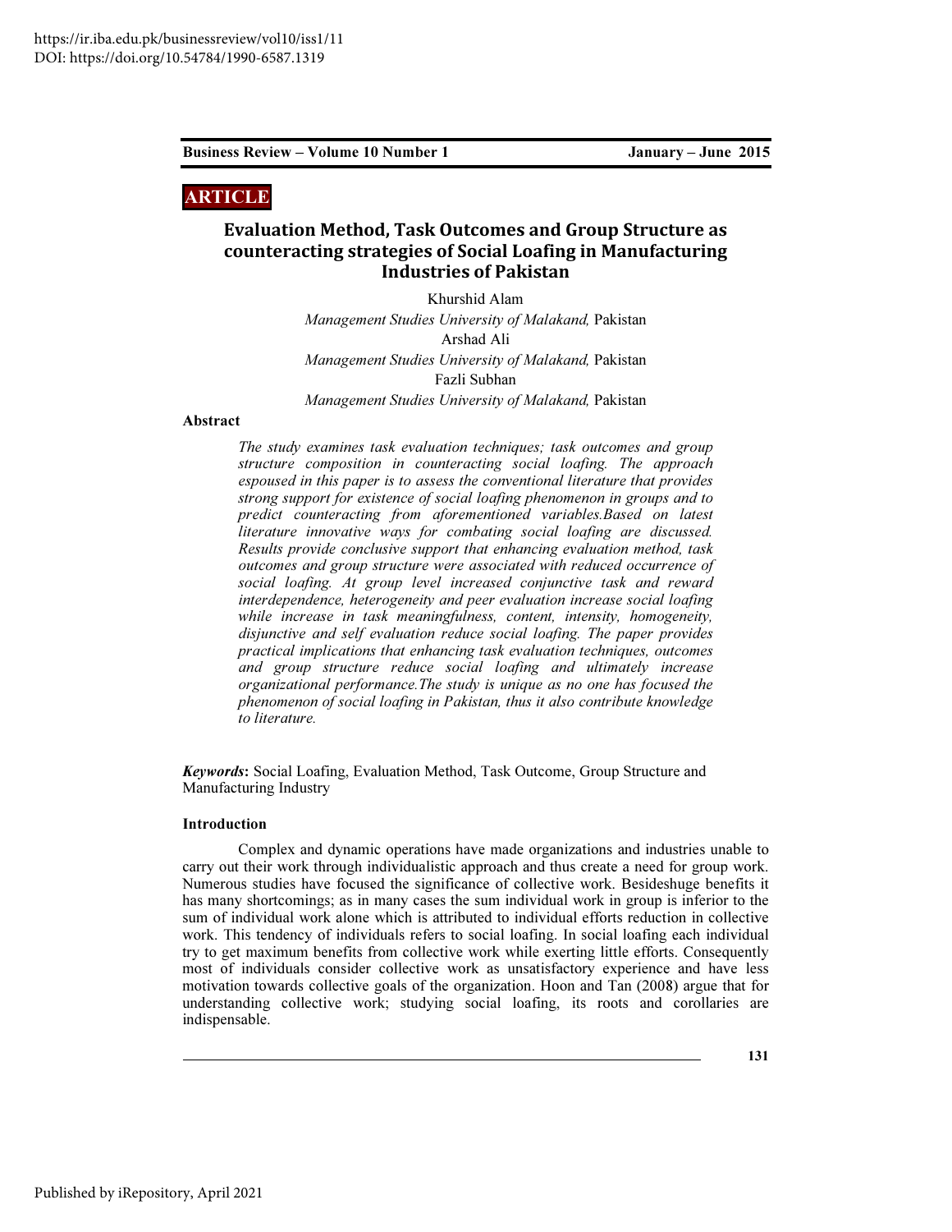https://ir.iba.edu.pk/businessreview/vol10/iss1/11
DOI: https://doi.org/10.54784/1990-6587.1319

**ARTICLE**

# Evaluation Method, Task Outcomes and Group Structure as counteracting strategies of Social Loafing in Manufacturing Industries of Pakistan

Khurshid Alam
*Management Studies University of Malakand,* Pakistan
Arshad Ali
*Management Studies University of Malakand,* Pakistan
Fazli Subhan
*Management Studies University of Malakand,* Pakistan

**Abstract**

*The study examines task evaluation techniques; task outcomes and group structure composition in counteracting social loafing. The approach espoused in this paper is to assess the conventional literature that provides strong support for existence of social loafing phenomenon in groups and to predict counteracting from aforementioned variables.Based on latest literature innovative ways for combating social loafing are discussed. Results provide conclusive support that enhancing evaluation method, task outcomes and group structure were associated with reduced occurrence of social loafing. At group level increased conjunctive task and reward interdependence, heterogeneity and peer evaluation increase social loafing while increase in task meaningfulness, content, intensity, homogeneity, disjunctive and self evaluation reduce social loafing. The paper provides practical implications that enhancing task evaluation techniques, outcomes and group structure reduce social loafing and ultimately increase organizational performance.The study is unique as no one has focused the phenomenon of social loafing in Pakistan, thus it also contribute knowledge to literature.*

***Keywords*:** Social Loafing, Evaluation Method, Task Outcome, Group Structure and Manufacturing Industry

**Introduction**

Complex and dynamic operations have made organizations and industries unable to carry out their work through individualistic approach and thus create a need for group work. Numerous studies have focused the significance of collective work. Besideshuge benefits it has many shortcomings; as in many cases the sum individual work in group is inferior to the sum of individual work alone which is attributed to individual efforts reduction in collective work. This tendency of individuals refers to social loafing. In social loafing each individual try to get maximum benefits from collective work while exerting little efforts. Consequently most of individuals consider collective work as unsatisfactory experience and have less motivation towards collective goals of the organization. Hoon and Tan (2008) argue that for understanding collective work; studying social loafing, its roots and corollaries are indispensable.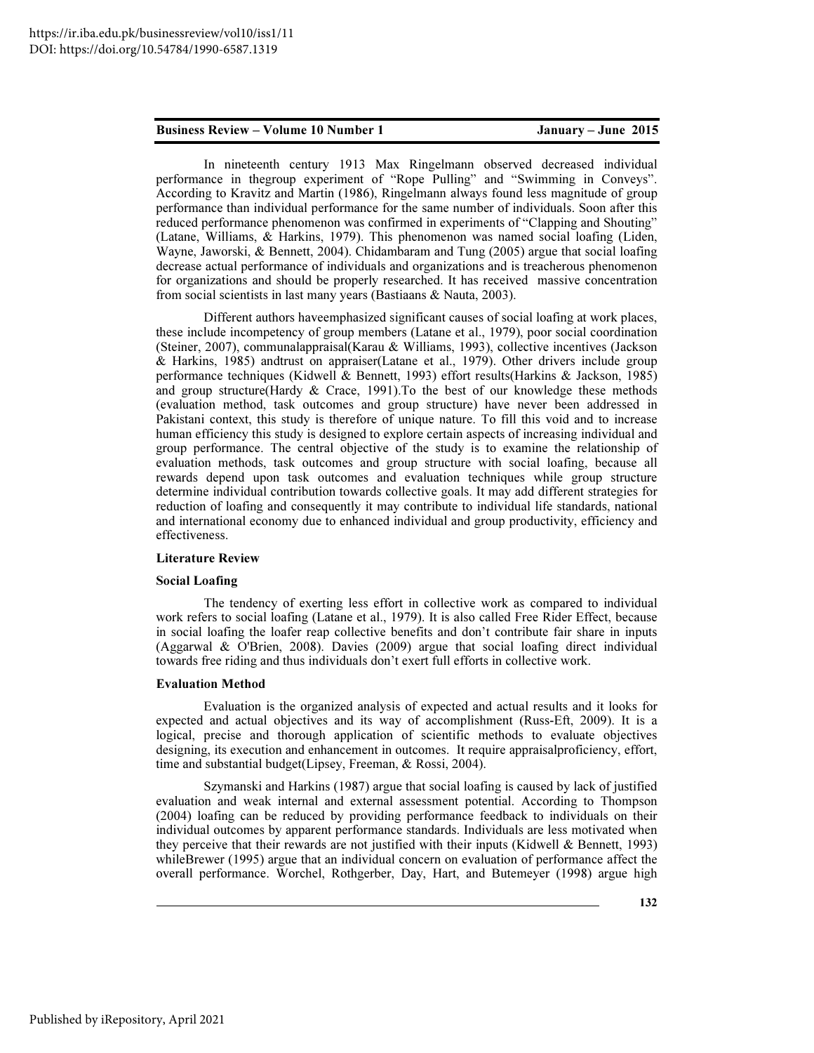In nineteenth century 1913 Max Ringelmann observed decreased individual performance in thegroup experiment of "Rope Pulling" and "Swimming in Conveys". According to Kravitz and Martin (1986), Ringelmann always found less magnitude of group performance than individual performance for the same number of individuals. Soon after this reduced performance phenomenon was confirmed in experiments of "Clapping and Shouting" (Latane, Williams, & Harkins, 1979). This phenomenon was named social loafing (Liden, Wayne, Jaworski, & Bennett, 2004). Chidambaram and Tung (2005) argue that social loafing decrease actual performance of individuals and organizations and is treacherous phenomenon for organizations and should be properly researched. It has received massive concentration from social scientists in last many years (Bastiaans & Nauta, 2003).

Different authors haveemphasized significant causes of social loafing at work places, these include incompetency of group members (Latane et al., 1979), poor social coordination (Steiner, 2007), communalappraisal(Karau & Williams, 1993), collective incentives (Jackson & Harkins, 1985) andtrust on appraiser(Latane et al., 1979). Other drivers include group performance techniques (Kidwell & Bennett, 1993) effort results(Harkins & Jackson, 1985) and group structure(Hardy & Crace, 1991).To the best of our knowledge these methods (evaluation method, task outcomes and group structure) have never been addressed in Pakistani context, this study is therefore of unique nature. To fill this void and to increase human efficiency this study is designed to explore certain aspects of increasing individual and group performance. The central objective of the study is to examine the relationship of evaluation methods, task outcomes and group structure with social loafing, because all rewards depend upon task outcomes and evaluation techniques while group structure determine individual contribution towards collective goals. It may add different strategies for reduction of loafing and consequently it may contribute to individual life standards, national and international economy due to enhanced individual and group productivity, efficiency and effectiveness.

## Literature Review

### Social Loafing

The tendency of exerting less effort in collective work as compared to individual work refers to social loafing (Latane et al., 1979). It is also called Free Rider Effect, because in social loafing the loafer reap collective benefits and don't contribute fair share in inputs (Aggarwal & O'Brien, 2008). Davies (2009) argue that social loafing direct individual towards free riding and thus individuals don't exert full efforts in collective work.

### Evaluation Method

Evaluation is the organized analysis of expected and actual results and it looks for expected and actual objectives and its way of accomplishment (Russ-Eft, 2009). It is a logical, precise and thorough application of scientific methods to evaluate objectives designing, its execution and enhancement in outcomes. It require appraisalproficiency, effort, time and substantial budget(Lipsey, Freeman, & Rossi, 2004).

Szymanski and Harkins (1987) argue that social loafing is caused by lack of justified evaluation and weak internal and external assessment potential. According to Thompson (2004) loafing can be reduced by providing performance feedback to individuals on their individual outcomes by apparent performance standards. Individuals are less motivated when they perceive that their rewards are not justified with their inputs (Kidwell & Bennett, 1993) whileBrewer (1995) argue that an individual concern on evaluation of performance affect the overall performance. Worchel, Rothgerber, Day, Hart, and Butemeyer (1998) argue high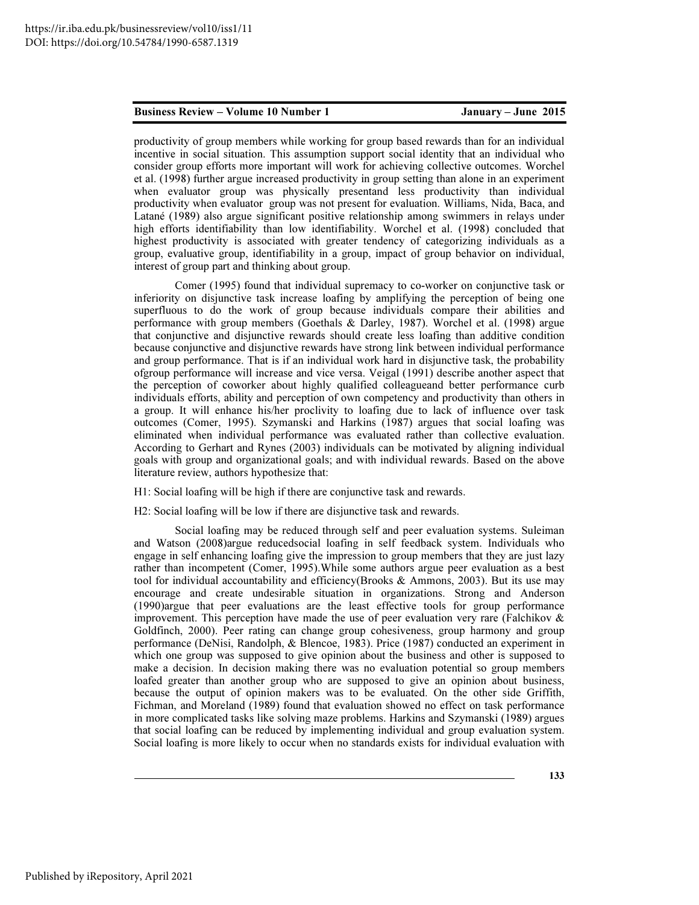productivity of group members while working for group based rewards than for an individual incentive in social situation. This assumption support social identity that an individual who consider group efforts more important will work for achieving collective outcomes. Worchel et al. (1998) further argue increased productivity in group setting than alone in an experiment when evaluator group was physically presentand less productivity than individual productivity when evaluator group was not present for evaluation. Williams, Nida, Baca, and Latané (1989) also argue significant positive relationship among swimmers in relays under high efforts identifiability than low identifiability. Worchel et al. (1998) concluded that highest productivity is associated with greater tendency of categorizing individuals as a group, evaluative group, identifiability in a group, impact of group behavior on individual, interest of group part and thinking about group.

Comer (1995) found that individual supremacy to co-worker on conjunctive task or inferiority on disjunctive task increase loafing by amplifying the perception of being one superfluous to do the work of group because individuals compare their abilities and performance with group members (Goethals & Darley, 1987). Worchel et al. (1998) argue that conjunctive and disjunctive rewards should create less loafing than additive condition because conjunctive and disjunctive rewards have strong link between individual performance and group performance. That is if an individual work hard in disjunctive task, the probability ofgroup performance will increase and vice versa. Veigal (1991) describe another aspect that the perception of coworker about highly qualified colleagueand better performance curb individuals efforts, ability and perception of own competency and productivity than others in a group. It will enhance his/her proclivity to loafing due to lack of influence over task outcomes (Comer, 1995). Szymanski and Harkins (1987) argues that social loafing was eliminated when individual performance was evaluated rather than collective evaluation. According to Gerhart and Rynes (2003) individuals can be motivated by aligning individual goals with group and organizational goals; and with individual rewards. Based on the above literature review, authors hypothesize that:

H1: Social loafing will be high if there are conjunctive task and rewards.

H2: Social loafing will be low if there are disjunctive task and rewards.

Social loafing may be reduced through self and peer evaluation systems. Suleiman and Watson (2008)argue reducedsocial loafing in self feedback system. Individuals who engage in self enhancing loafing give the impression to group members that they are just lazy rather than incompetent (Comer, 1995).While some authors argue peer evaluation as a best tool for individual accountability and efficiency(Brooks & Ammons, 2003). But its use may encourage and create undesirable situation in organizations. Strong and Anderson (1990)argue that peer evaluations are the least effective tools for group performance improvement. This perception have made the use of peer evaluation very rare (Falchikov & Goldfinch, 2000). Peer rating can change group cohesiveness, group harmony and group performance (DeNisi, Randolph, & Blencoe, 1983). Price (1987) conducted an experiment in which one group was supposed to give opinion about the business and other is supposed to make a decision. In decision making there was no evaluation potential so group members loafed greater than another group who are supposed to give an opinion about business, because the output of opinion makers was to be evaluated. On the other side Griffith, Fichman, and Moreland (1989) found that evaluation showed no effect on task performance in more complicated tasks like solving maze problems. Harkins and Szymanski (1989) argues that social loafing can be reduced by implementing individual and group evaluation system. Social loafing is more likely to occur when no standards exists for individual evaluation with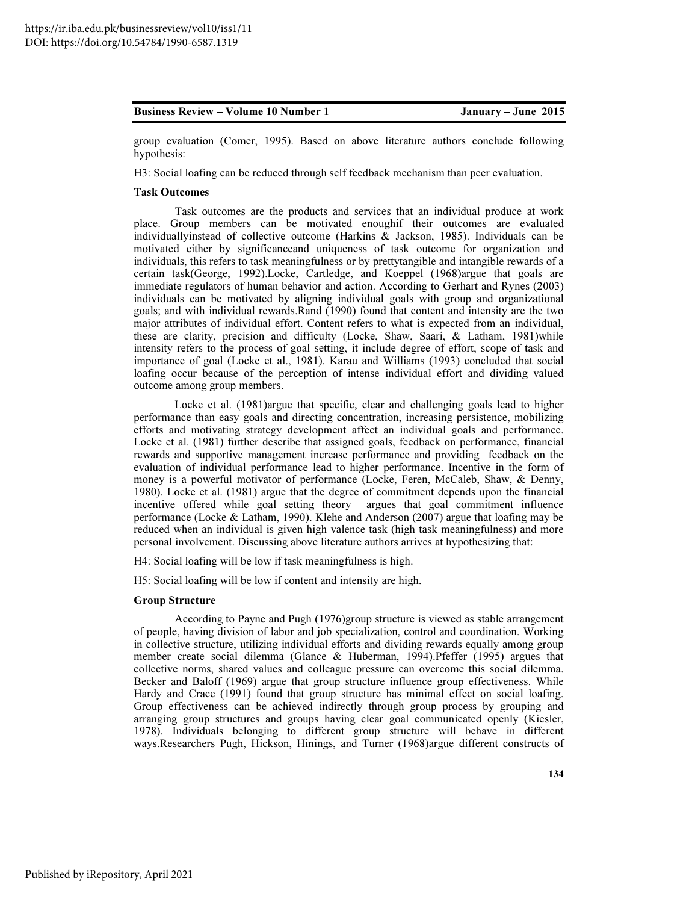group evaluation (Comer, 1995). Based on above literature authors conclude following hypothesis:

H3: Social loafing can be reduced through self feedback mechanism than peer evaluation.

### Task Outcomes

Task outcomes are the products and services that an individual produce at work place. Group members can be motivated enoughif their outcomes are evaluated individuallyinstead of collective outcome (Harkins & Jackson, 1985). Individuals can be motivated either by significanceand uniqueness of task outcome for organization and individuals, this refers to task meaningfulness or by prettytangible and intangible rewards of a certain task(George, 1992).Locke, Cartledge, and Koeppel (1968)argue that goals are immediate regulators of human behavior and action. According to Gerhart and Rynes (2003) individuals can be motivated by aligning individual goals with group and organizational goals; and with individual rewards.Rand (1990) found that content and intensity are the two major attributes of individual effort. Content refers to what is expected from an individual, these are clarity, precision and difficulty (Locke, Shaw, Saari, & Latham, 1981)while intensity refers to the process of goal setting, it include degree of effort, scope of task and importance of goal (Locke et al., 1981). Karau and Williams (1993) concluded that social loafing occur because of the perception of intense individual effort and dividing valued outcome among group members.

Locke et al. (1981)argue that specific, clear and challenging goals lead to higher performance than easy goals and directing concentration, increasing persistence, mobilizing efforts and motivating strategy development affect an individual goals and performance. Locke et al. (1981) further describe that assigned goals, feedback on performance, financial rewards and supportive management increase performance and providing feedback on the evaluation of individual performance lead to higher performance. Incentive in the form of money is a powerful motivator of performance (Locke, Feren, McCaleb, Shaw, & Denny, 1980). Locke et al. (1981) argue that the degree of commitment depends upon the financial incentive offered while goal setting theory argues that goal commitment influence performance (Locke & Latham, 1990). Klehe and Anderson (2007) argue that loafing may be reduced when an individual is given high valence task (high task meaningfulness) and more personal involvement. Discussing above literature authors arrives at hypothesizing that:

H4: Social loafing will be low if task meaningfulness is high.

H5: Social loafing will be low if content and intensity are high.

### Group Structure

According to Payne and Pugh (1976)group structure is viewed as stable arrangement of people, having division of labor and job specialization, control and coordination. Working in collective structure, utilizing individual efforts and dividing rewards equally among group member create social dilemma (Glance & Huberman, 1994).Pfeffer (1995) argues that collective norms, shared values and colleague pressure can overcome this social dilemma. Becker and Baloff (1969) argue that group structure influence group effectiveness. While Hardy and Crace (1991) found that group structure has minimal effect on social loafing. Group effectiveness can be achieved indirectly through group process by grouping and arranging group structures and groups having clear goal communicated openly (Kiesler, 1978). Individuals belonging to different group structure will behave in different ways.Researchers Pugh, Hickson, Hinings, and Turner (1968)argue different constructs of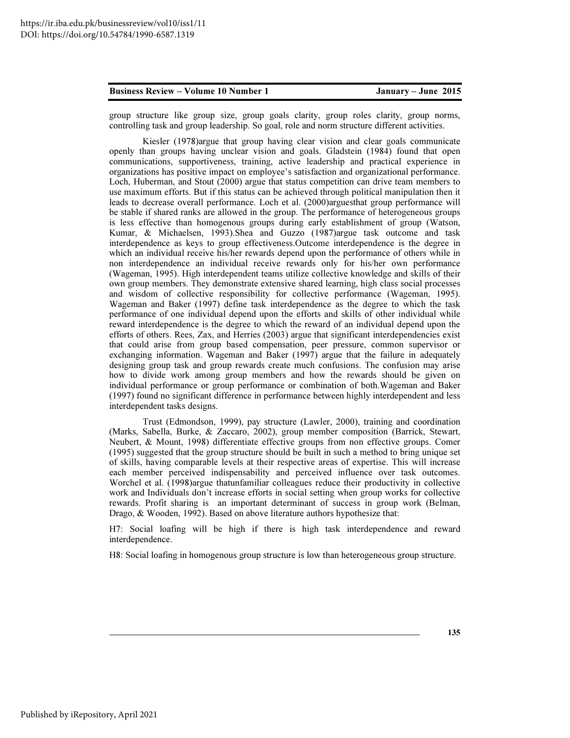group structure like group size, group goals clarity, group roles clarity, group norms, controlling task and group leadership. So goal, role and norm structure different activities.

Kiesler (1978)argue that group having clear vision and clear goals communicate openly than groups having unclear vision and goals. Gladstein (1984) found that open communications, supportiveness, training, active leadership and practical experience in organizations has positive impact on employee's satisfaction and organizational performance. Loch, Huberman, and Stout (2000) argue that status competition can drive team members to use maximum efforts. But if this status can be achieved through political manipulation then it leads to decrease overall performance. Loch et al. (2000)arguesthat group performance will be stable if shared ranks are allowed in the group. The performance of heterogeneous groups is less effective than homogenous groups during early establishment of group (Watson, Kumar, & Michaelsen, 1993).Shea and Guzzo (1987)argue task outcome and task interdependence as keys to group effectiveness.Outcome interdependence is the degree in which an individual receive his/her rewards depend upon the performance of others while in non interdependence an individual receive rewards only for his/her own performance (Wageman, 1995). High interdependent teams utilize collective knowledge and skills of their own group members. They demonstrate extensive shared learning, high class social processes and wisdom of collective responsibility for collective performance (Wageman, 1995). Wageman and Baker (1997) define task interdependence as the degree to which the task performance of one individual depend upon the efforts and skills of other individual while reward interdependence is the degree to which the reward of an individual depend upon the efforts of others. Rees, Zax, and Herries (2003) argue that significant interdependencies exist that could arise from group based compensation, peer pressure, common supervisor or exchanging information. Wageman and Baker (1997) argue that the failure in adequately designing group task and group rewards create much confusions. The confusion may arise how to divide work among group members and how the rewards should be given on individual performance or group performance or combination of both.Wageman and Baker (1997) found no significant difference in performance between highly interdependent and less interdependent tasks designs.

Trust (Edmondson, 1999), pay structure (Lawler, 2000), training and coordination (Marks, Sabella, Burke, & Zaccaro, 2002), group member composition (Barrick, Stewart, Neubert, & Mount, 1998) differentiate effective groups from non effective groups. Comer (1995) suggested that the group structure should be built in such a method to bring unique set of skills, having comparable levels at their respective areas of expertise. This will increase each member perceived indispensability and perceived influence over task outcomes. Worchel et al. (1998)argue thatunfamiliar colleagues reduce their productivity in collective work and Individuals don't increase efforts in social setting when group works for collective rewards. Profit sharing is an important determinant of success in group work (Belman, Drago, & Wooden, 1992). Based on above literature authors hypothesize that:

H7: Social loafing will be high if there is high task interdependence and reward interdependence.

H8: Social loafing in homogenous group structure is low than heterogeneous group structure.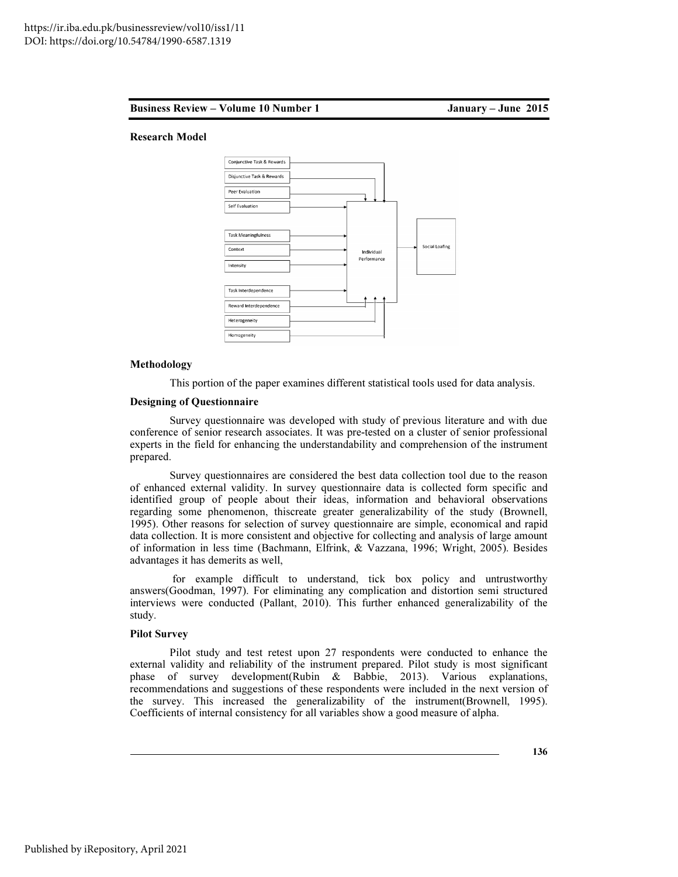### Research Model

Conjunctive Task & Rewards

Disjunctive Task & Rewards

Peer Evaluation

Self Evaluation

Task Meaningfulness

Context

Intensity

Task Interdependence

Reward Interdependence

Heterogeneity

Homogeneity

Individual Performance

Social Loafing

### Methodology

This portion of the paper examines different statistical tools used for data analysis.

### Designing of Questionnaire

Survey questionnaire was developed with study of previous literature and with due conference of senior research associates. It was pre-tested on a cluster of senior professional experts in the field for enhancing the understandability and comprehension of the instrument prepared.

Survey questionnaires are considered the best data collection tool due to the reason of enhanced external validity. In survey questionnaire data is collected form specific and identified group of people about their ideas, information and behavioral observations regarding some phenomenon, thiscreate greater generalizability of the study (Brownell, 1995). Other reasons for selection of survey questionnaire are simple, economical and rapid data collection. It is more consistent and objective for collecting and analysis of large amount of information in less time (Bachmann, Elfrink, & Vazzana, 1996; Wright, 2005). Besides advantages it has demerits as well,

for example difficult to understand, tick box policy and untrustworthy answers(Goodman, 1997). For eliminating any complication and distortion semi structured interviews were conducted (Pallant, 2010). This further enhanced generalizability of the study.

### Pilot Survey

Pilot study and test retest upon 27 respondents were conducted to enhance the external validity and reliability of the instrument prepared. Pilot study is most significant phase of survey development(Rubin & Babbie, 2013). Various explanations, recommendations and suggestions of these respondents were included in the next version of the survey. This increased the generalizability of the instrument(Brownell, 1995). Coefficients of internal consistency for all variables show a good measure of alpha.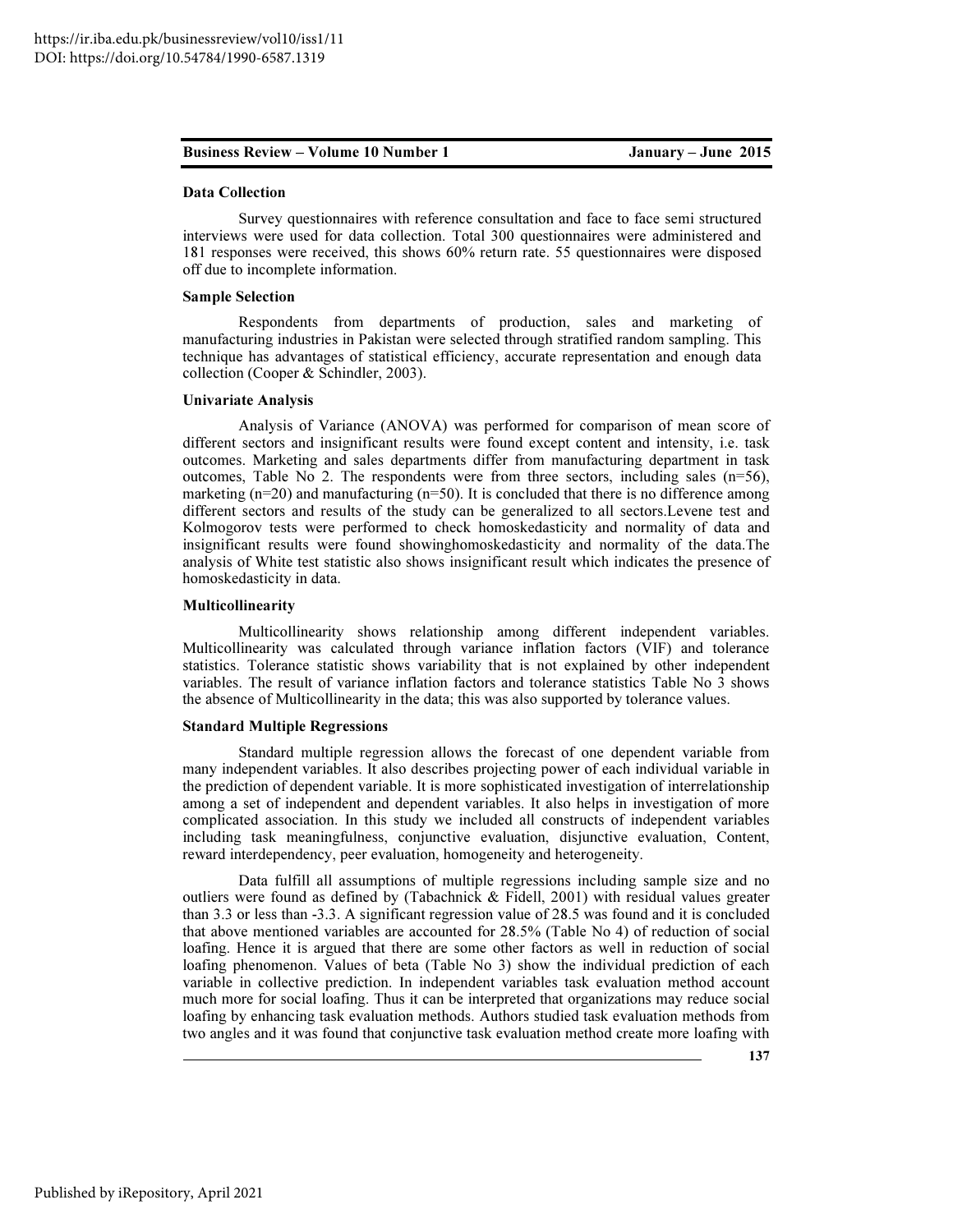## Data Collection

Survey questionnaires with reference consultation and face to face semi structured interviews were used for data collection. Total 300 questionnaires were administered and 181 responses were received, this shows 60% return rate. 55 questionnaires were disposed off due to incomplete information.

## Sample Selection

Respondents from departments of production, sales and marketing of manufacturing industries in Pakistan were selected through stratified random sampling. This technique has advantages of statistical efficiency, accurate representation and enough data collection (Cooper & Schindler, 2003).

## Univariate Analysis

Analysis of Variance (ANOVA) was performed for comparison of mean score of different sectors and insignificant results were found except content and intensity, i.e. task outcomes. Marketing and sales departments differ from manufacturing department in task outcomes, Table No 2. The respondents were from three sectors, including sales (n=56), marketing (n=20) and manufacturing (n=50). It is concluded that there is no difference among different sectors and results of the study can be generalized to all sectors.Levene test and Kolmogorov tests were performed to check homoskedasticity and normality of data and insignificant results were found showinghomoskedasticity and normality of the data.The analysis of White test statistic also shows insignificant result which indicates the presence of homoskedasticity in data.

## Multicollinearity

Multicollinearity shows relationship among different independent variables. Multicollinearity was calculated through variance inflation factors (VIF) and tolerance statistics. Tolerance statistic shows variability that is not explained by other independent variables. The result of variance inflation factors and tolerance statistics Table No 3 shows the absence of Multicollinearity in the data; this was also supported by tolerance values.

## Standard Multiple Regressions

Standard multiple regression allows the forecast of one dependent variable from many independent variables. It also describes projecting power of each individual variable in the prediction of dependent variable. It is more sophisticated investigation of interrelationship among a set of independent and dependent variables. It also helps in investigation of more complicated association. In this study we included all constructs of independent variables including task meaningfulness, conjunctive evaluation, disjunctive evaluation, Content, reward interdependency, peer evaluation, homogeneity and heterogeneity.

Data fulfill all assumptions of multiple regressions including sample size and no outliers were found as defined by (Tabachnick & Fidell, 2001) with residual values greater than 3.3 or less than -3.3. A significant regression value of 28.5 was found and it is concluded that above mentioned variables are accounted for 28.5% (Table No 4) of reduction of social loafing. Hence it is argued that there are some other factors as well in reduction of social loafing phenomenon. Values of beta (Table No 3) show the individual prediction of each variable in collective prediction. In independent variables task evaluation method account much more for social loafing. Thus it can be interpreted that organizations may reduce social loafing by enhancing task evaluation methods. Authors studied task evaluation methods from two angles and it was found that conjunctive task evaluation method create more loafing with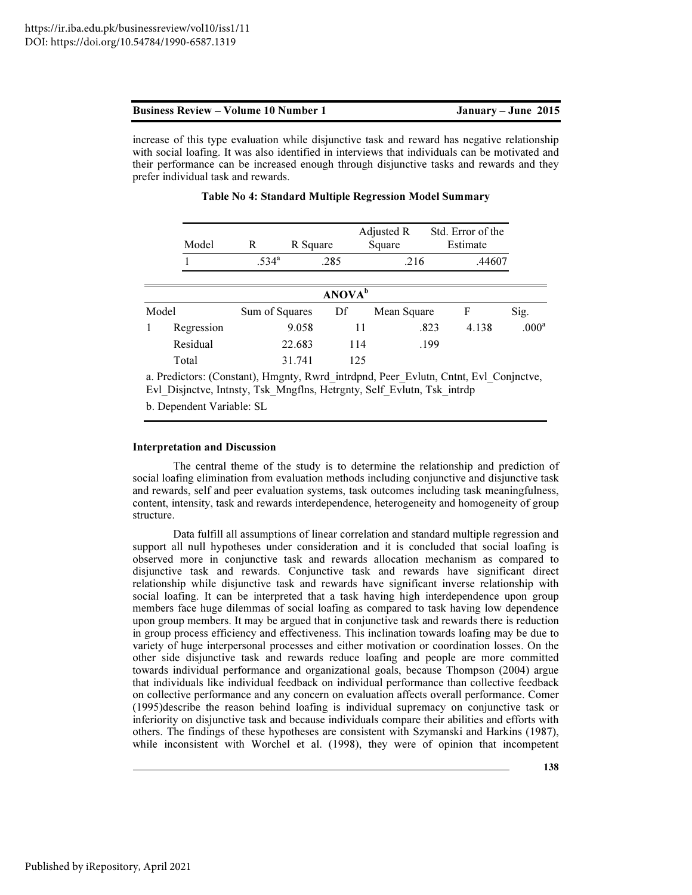increase of this type evaluation while disjunctive task and reward has negative relationship with social loafing. It was also identified in interviews that individuals can be motivated and their performance can be increased enough through disjunctive tasks and rewards and they prefer individual task and rewards.

**Table No 4: Standard Multiple Regression Model Summary**

| Model | R | R Square | Adjusted R Square | Std. Error of the Estimate |
|---|---|---|---|---|
| 1 | .534[a] | .285 | .216 | .44607 |

**ANOVA[b]**

| Model | | Sum of Squares | Df | Mean Square | F | Sig. |
|---|---|---|---|---|---|---|
| 1 | Regression | 9.058 | 11 | .823 | 4.138 | .000[a] |
| | Residual | 22.683 | 114 | .199 | | |
| | Total | 31.741 | 125 | | | |

a. Predictors: (Constant), Hmgnty, Rwrd_intrdpnd, Peer_Evlutn, Cntnt, Evl_Conjnctve, Evl_Disjnctve, Intnsty, Tsk_Mngflns, Hetrgnty, Self_Evlutn, Tsk_intrdp

b. Dependent Variable: SL

### Interpretation and Discussion

The central theme of the study is to determine the relationship and prediction of social loafing elimination from evaluation methods including conjunctive and disjunctive task and rewards, self and peer evaluation systems, task outcomes including task meaningfulness, content, intensity, task and rewards interdependence, heterogeneity and homogeneity of group structure.

Data fulfill all assumptions of linear correlation and standard multiple regression and support all null hypotheses under consideration and it is concluded that social loafing is observed more in conjunctive task and rewards allocation mechanism as compared to disjunctive task and rewards. Conjunctive task and rewards have significant direct relationship while disjunctive task and rewards have significant inverse relationship with social loafing. It can be interpreted that a task having high interdependence upon group members face huge dilemmas of social loafing as compared to task having low dependence upon group members. It may be argued that in conjunctive task and rewards there is reduction in group process efficiency and effectiveness. This inclination towards loafing may be due to variety of huge interpersonal processes and either motivation or coordination losses. On the other side disjunctive task and rewards reduce loafing and people are more committed towards individual performance and organizational goals, because Thompson (2004) argue that individuals like individual feedback on individual performance than collective feedback on collective performance and any concern on evaluation affects overall performance. Comer (1995)describe the reason behind loafing is individual supremacy on conjunctive task or inferiority on disjunctive task and because individuals compare their abilities and efforts with others. The findings of these hypotheses are consistent with Szymanski and Harkins (1987), while inconsistent with Worchel et al. (1998), they were of opinion that incompetent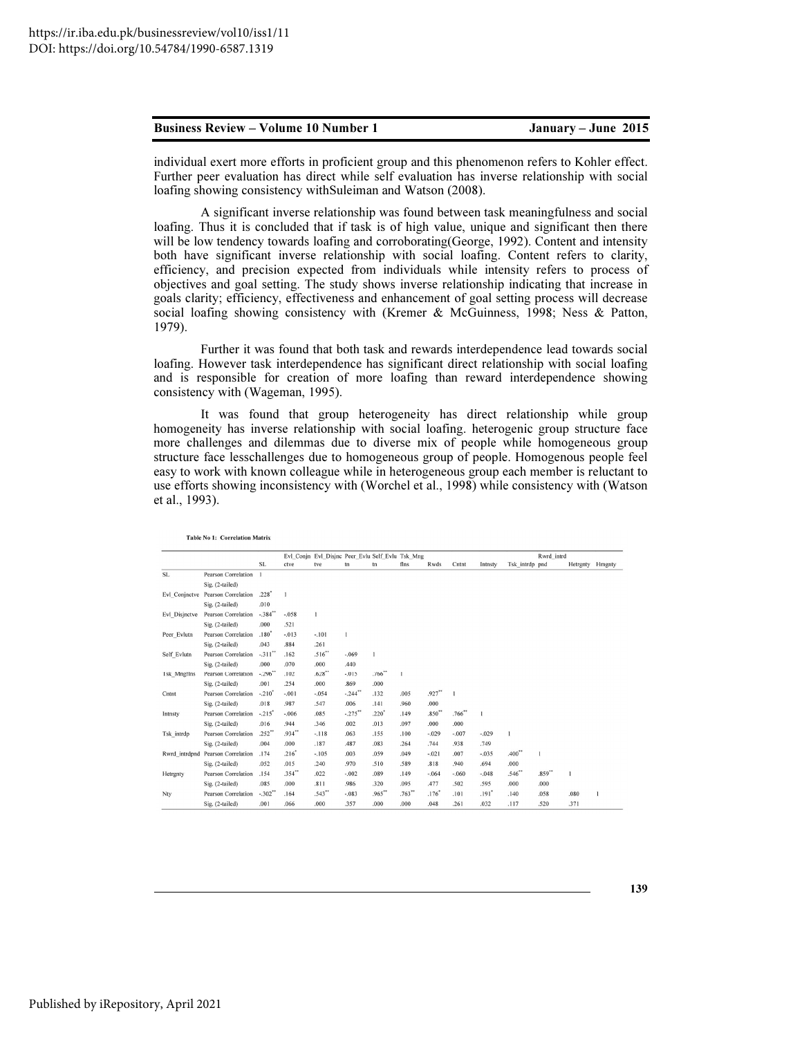individual exert more efforts in proficient group and this phenomenon refers to Kohler effect. Further peer evaluation has direct while self evaluation has inverse relationship with social loafing showing consistency withSuleiman and Watson (2008).

A significant inverse relationship was found between task meaningfulness and social loafing. Thus it is concluded that if task is of high value, unique and significant then there will be low tendency towards loafing and corroborating(George, 1992). Content and intensity both have significant inverse relationship with social loafing. Content refers to clarity, efficiency, and precision expected from individuals while intensity refers to process of objectives and goal setting. The study shows inverse relationship indicating that increase in goals clarity; efficiency, effectiveness and enhancement of goal setting process will decrease social loafing showing consistency with (Kremer & McGuinness, 1998; Ness & Patton, 1979).

Further it was found that both task and rewards interdependence lead towards social loafing. However task interdependence has significant direct relationship with social loafing and is responsible for creation of more loafing than reward interdependence showing consistency with (Wageman, 1995).

It was found that group heterogeneity has direct relationship while group homogeneity has inverse relationship with social loafing. heterogenic group structure face more challenges and dilemmas due to diverse mix of people while homogeneous group structure face lesschallenges due to homogeneous group of people. Homogenous people feel easy to work with known colleague while in heterogeneous group each member is reluctant to use efforts showing inconsistency with (Worchel et al., 1998) while consistency with (Watson et al., 1993).

**Table No 1: Correlation Matrix**

| | | SL | Evl_Conjnctve | Evl_Disjnctve | Peer_Evlutn | Self_Evlutn | Tsk_Mngflns | Rwds | Cntnt | Intnsty | Tsk_intrdp | Rwrd_intrdpnd | Hetrgnty | Hmgnty |
|---|---|---|---|---|---|---|---|---|---|---|---|---|---|---|
| SL | Pearson Correlation | 1 | | | | | | | | | | | | |
| | Sig. (2-tailed) | | | | | | | | | | | | | |
| Evl_Conjnctve | Pearson Correlation | .228* | 1 | | | | | | | | | | | |
| | Sig. (2-tailed) | .010 | | | | | | | | | | | | |
| Evl_Disjnctve | Pearson Correlation | -.384** | -.058 | 1 | | | | | | | | | | |
| | Sig. (2-tailed) | .000 | .521 | | | | | | | | | | | |
| Peer_Evlutn | Pearson Correlation | .180* | -.013 | -.101 | 1 | | | | | | | | | |
| | Sig. (2-tailed) | .043 | .884 | .261 | | | | | | | | | | |
| Self_Evlutn | Pearson Correlation | -.311** | .162 | .516** | -.069 | 1 | | | | | | | | |
| | Sig. (2-tailed) | .000 | .070 | .000 | .440 | | | | | | | | | |
| Tsk_Mngflns | Pearson Correlation | -.296** | .102 | .628** | -.015 | .766** | 1 | | | | | | | |
| | Sig. (2-tailed) | .001 | .254 | .000 | .869 | .000 | | | | | | | | |
| Cntnt | Pearson Correlation | -.210* | -.001 | -.054 | -.244** | .132 | .005 | .927** | 1 | | | | | |
| | Sig. (2-tailed) | .018 | .987 | .547 | .006 | .141 | .960 | .000 | | | | | | |
| Intnsty | Pearson Correlation | -.215* | -.006 | .085 | -.275** | .220* | .149 | .850** | .766** | 1 | | | | |
| | Sig. (2-tailed) | .016 | .944 | .346 | .002 | .013 | .097 | .000 | .000 | | | | | |
| Tsk_intrdp | Pearson Correlation | .252** | .934** | -.118 | .063 | .155 | .100 | -.029 | -.007 | -.029 | 1 | | | |
| | Sig. (2-tailed) | .004 | .000 | .187 | .487 | .083 | .264 | .744 | .938 | .749 | | | | |
| Rwrd_intrdpnd | Pearson Correlation | .174 | .216* | -.105 | .003 | .059 | .049 | -.021 | .007 | -.035 | .400** | 1 | | |
| | Sig. (2-tailed) | .052 | .015 | .240 | .970 | .510 | .589 | .818 | .940 | .694 | .000 | | | |
| Hetrgnty | Pearson Correlation | .154 | .354** | .022 | -.002 | .089 | .149 | -.064 | -.060 | -.048 | .546** | .859** | 1 | |
| | Sig. (2-tailed) | .085 | .000 | .811 | .986 | .320 | .095 | .477 | .502 | .595 | .000 | .000 | | |
| Nty | Pearson Correlation | -.302** | .164 | .543** | -.083 | .965** | .763** | .176* | .101 | .191* | .140 | .058 | .080 | 1 |
| | Sig. (2-tailed) | .001 | .066 | .000 | .357 | .000 | .000 | .048 | .261 | .032 | .117 | .520 | .371 | |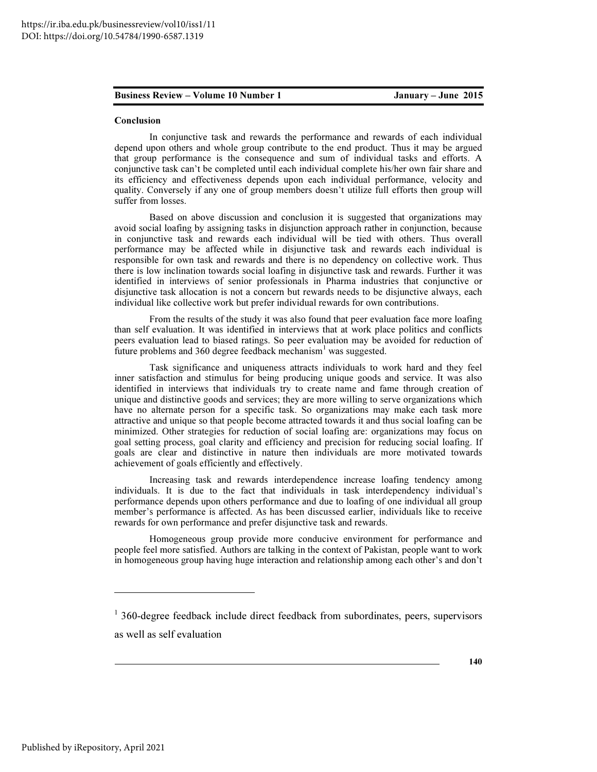## Conclusion

In conjunctive task and rewards the performance and rewards of each individual depend upon others and whole group contribute to the end product. Thus it may be argued that group performance is the consequence and sum of individual tasks and efforts. A conjunctive task can't be completed until each individual complete his/her own fair share and its efficiency and effectiveness depends upon each individual performance, velocity and quality. Conversely if any one of group members doesn't utilize full efforts then group will suffer from losses.

Based on above discussion and conclusion it is suggested that organizations may avoid social loafing by assigning tasks in disjunction approach rather in conjunction, because in conjunctive task and rewards each individual will be tied with others. Thus overall performance may be affected while in disjunctive task and rewards each individual is responsible for own task and rewards and there is no dependency on collective work. Thus there is low inclination towards social loafing in disjunctive task and rewards. Further it was identified in interviews of senior professionals in Pharma industries that conjunctive or disjunctive task allocation is not a concern but rewards needs to be disjunctive always, each individual like collective work but prefer individual rewards for own contributions.

From the results of the study it was also found that peer evaluation face more loafing than self evaluation. It was identified in interviews that at work place politics and conflicts peers evaluation lead to biased ratings. So peer evaluation may be avoided for reduction of future problems and 360 degree feedback mechanism[1] was suggested.

Task significance and uniqueness attracts individuals to work hard and they feel inner satisfaction and stimulus for being producing unique goods and service. It was also identified in interviews that individuals try to create name and fame through creation of unique and distinctive goods and services; they are more willing to serve organizations which have no alternate person for a specific task. So organizations may make each task more attractive and unique so that people become attracted towards it and thus social loafing can be minimized. Other strategies for reduction of social loafing are: organizations may focus on goal setting process, goal clarity and efficiency and precision for reducing social loafing. If goals are clear and distinctive in nature then individuals are more motivated towards achievement of goals efficiently and effectively.

Increasing task and rewards interdependence increase loafing tendency among individuals. It is due to the fact that individuals in task interdependency individual's performance depends upon others performance and due to loafing of one individual all group member's performance is affected. As has been discussed earlier, individuals like to receive rewards for own performance and prefer disjunctive task and rewards.

Homogeneous group provide more conducive environment for performance and people feel more satisfied. Authors are talking in the context of Pakistan, people want to work in homogeneous group having huge interaction and relationship among each other's and don't

---

[1] 360-degree feedback include direct feedback from subordinates, peers, supervisors as well as self evaluation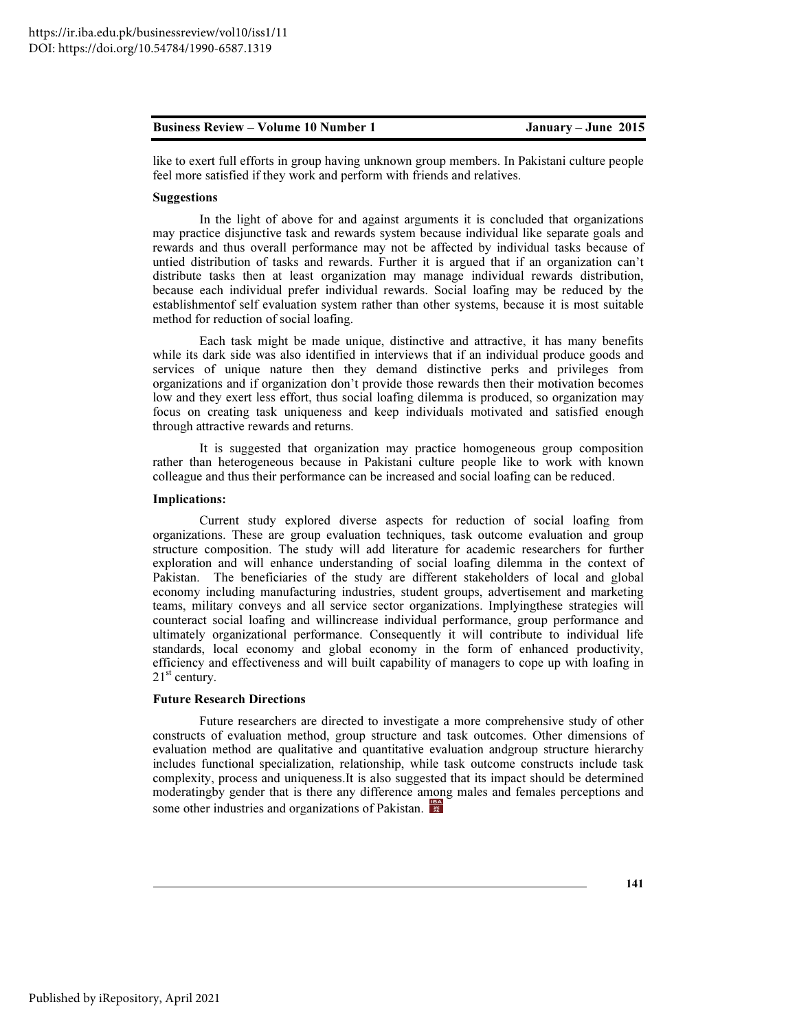like to exert full efforts in group having unknown group members. In Pakistani culture people feel more satisfied if they work and perform with friends and relatives.

**Suggestions**

In the light of above for and against arguments it is concluded that organizations may practice disjunctive task and rewards system because individual like separate goals and rewards and thus overall performance may not be affected by individual tasks because of untied distribution of tasks and rewards. Further it is argued that if an organization can't distribute tasks then at least organization may manage individual rewards distribution, because each individual prefer individual rewards. Social loafing may be reduced by the establishmentof self evaluation system rather than other systems, because it is most suitable method for reduction of social loafing.

Each task might be made unique, distinctive and attractive, it has many benefits while its dark side was also identified in interviews that if an individual produce goods and services of unique nature then they demand distinctive perks and privileges from organizations and if organization don't provide those rewards then their motivation becomes low and they exert less effort, thus social loafing dilemma is produced, so organization may focus on creating task uniqueness and keep individuals motivated and satisfied enough through attractive rewards and returns.

It is suggested that organization may practice homogeneous group composition rather than heterogeneous because in Pakistani culture people like to work with known colleague and thus their performance can be increased and social loafing can be reduced.

**Implications:**

Current study explored diverse aspects for reduction of social loafing from organizations. These are group evaluation techniques, task outcome evaluation and group structure composition. The study will add literature for academic researchers for further exploration and will enhance understanding of social loafing dilemma in the context of Pakistan. The beneficiaries of the study are different stakeholders of local and global economy including manufacturing industries, student groups, advertisement and marketing teams, military conveys and all service sector organizations. Implyingthese strategies will counteract social loafing and willincrease individual performance, group performance and ultimately organizational performance. Consequently it will contribute to individual life standards, local economy and global economy in the form of enhanced productivity, efficiency and effectiveness and will built capability of managers to cope up with loafing in 21st century.

**Future Research Directions**

Future researchers are directed to investigate a more comprehensive study of other constructs of evaluation method, group structure and task outcomes. Other dimensions of evaluation method are qualitative and quantitative evaluation andgroup structure hierarchy includes functional specialization, relationship, while task outcome constructs include task complexity, process and uniqueness.It is also suggested that its impact should be determined moderatingby gender that is there any difference among males and females perceptions and some other industries and organizations of Pakistan.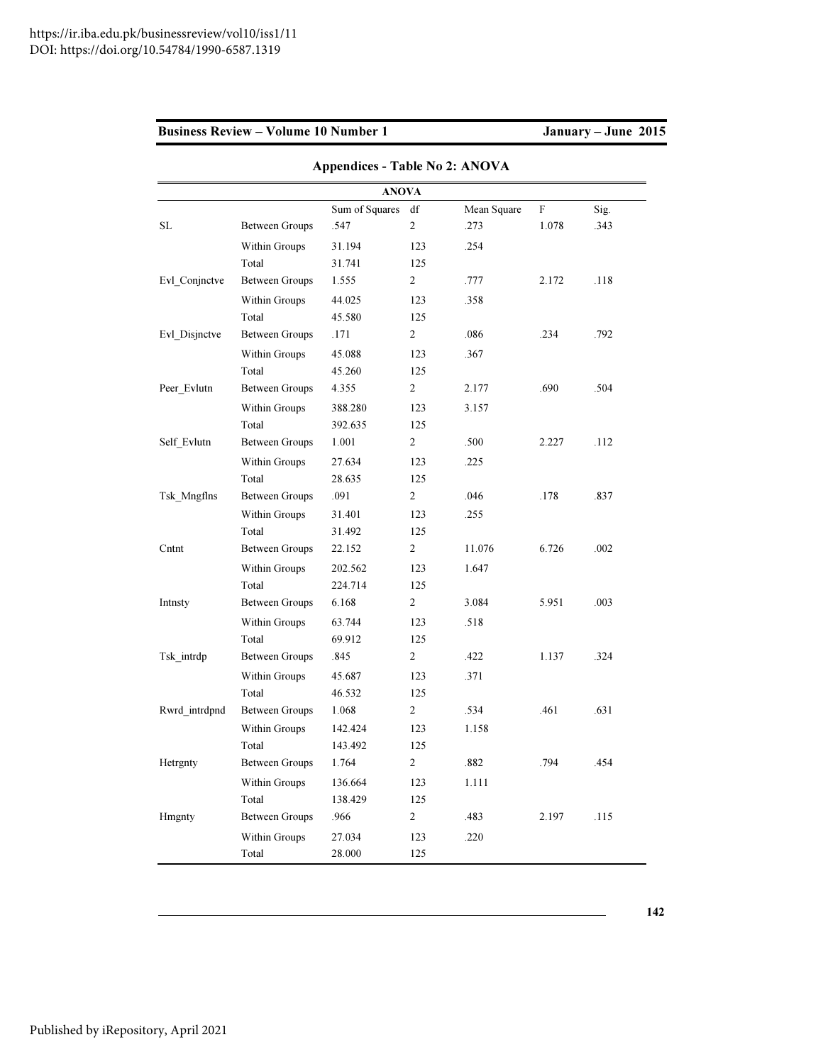## Appendices - Table No 2: ANOVA

| ANOVA | | | | | | |
|---|---|---|---|---|---|---|
| | | Sum of Squares | df | Mean Square | F | Sig. |
| SL | Between Groups | .547 | 2 | .273 | 1.078 | .343 |
| | Within Groups | 31.194 | 123 | .254 | | |
| | Total | 31.741 | 125 | | | |
| Evl_Conjnctve | Between Groups | 1.555 | 2 | .777 | 2.172 | .118 |
| | Within Groups | 44.025 | 123 | .358 | | |
| | Total | 45.580 | 125 | | | |
| Evl_Disjnctve | Between Groups | .171 | 2 | .086 | .234 | .792 |
| | Within Groups | 45.088 | 123 | .367 | | |
| | Total | 45.260 | 125 | | | |
| Peer_Evlutn | Between Groups | 4.355 | 2 | 2.177 | .690 | .504 |
| | Within Groups | 388.280 | 123 | 3.157 | | |
| | Total | 392.635 | 125 | | | |
| Self_Evlutn | Between Groups | 1.001 | 2 | .500 | 2.227 | .112 |
| | Within Groups | 27.634 | 123 | .225 | | |
| | Total | 28.635 | 125 | | | |
| Tsk_Mngflns | Between Groups | .091 | 2 | .046 | .178 | .837 |
| | Within Groups | 31.401 | 123 | .255 | | |
| | Total | 31.492 | 125 | | | |
| Cntnt | Between Groups | 22.152 | 2 | 11.076 | 6.726 | .002 |
| | Within Groups | 202.562 | 123 | 1.647 | | |
| | Total | 224.714 | 125 | | | |
| Intnsty | Between Groups | 6.168 | 2 | 3.084 | 5.951 | .003 |
| | Within Groups | 63.744 | 123 | .518 | | |
| | Total | 69.912 | 125 | | | |
| Tsk_intrdp | Between Groups | .845 | 2 | .422 | 1.137 | .324 |
| | Within Groups | 45.687 | 123 | .371 | | |
| | Total | 46.532 | 125 | | | |
| Rwrd_intrdpnd | Between Groups | 1.068 | 2 | .534 | .461 | .631 |
| | Within Groups | 142.424 | 123 | 1.158 | | |
| | Total | 143.492 | 125 | | | |
| Hetrgnty | Between Groups | 1.764 | 2 | .882 | .794 | .454 |
| | Within Groups | 136.664 | 123 | 1.111 | | |
| | Total | 138.429 | 125 | | | |
| Hmgnty | Between Groups | .966 | 2 | .483 | 2.197 | .115 |
| | Within Groups | 27.034 | 123 | .220 | | |
| | Total | 28.000 | 125 | | | |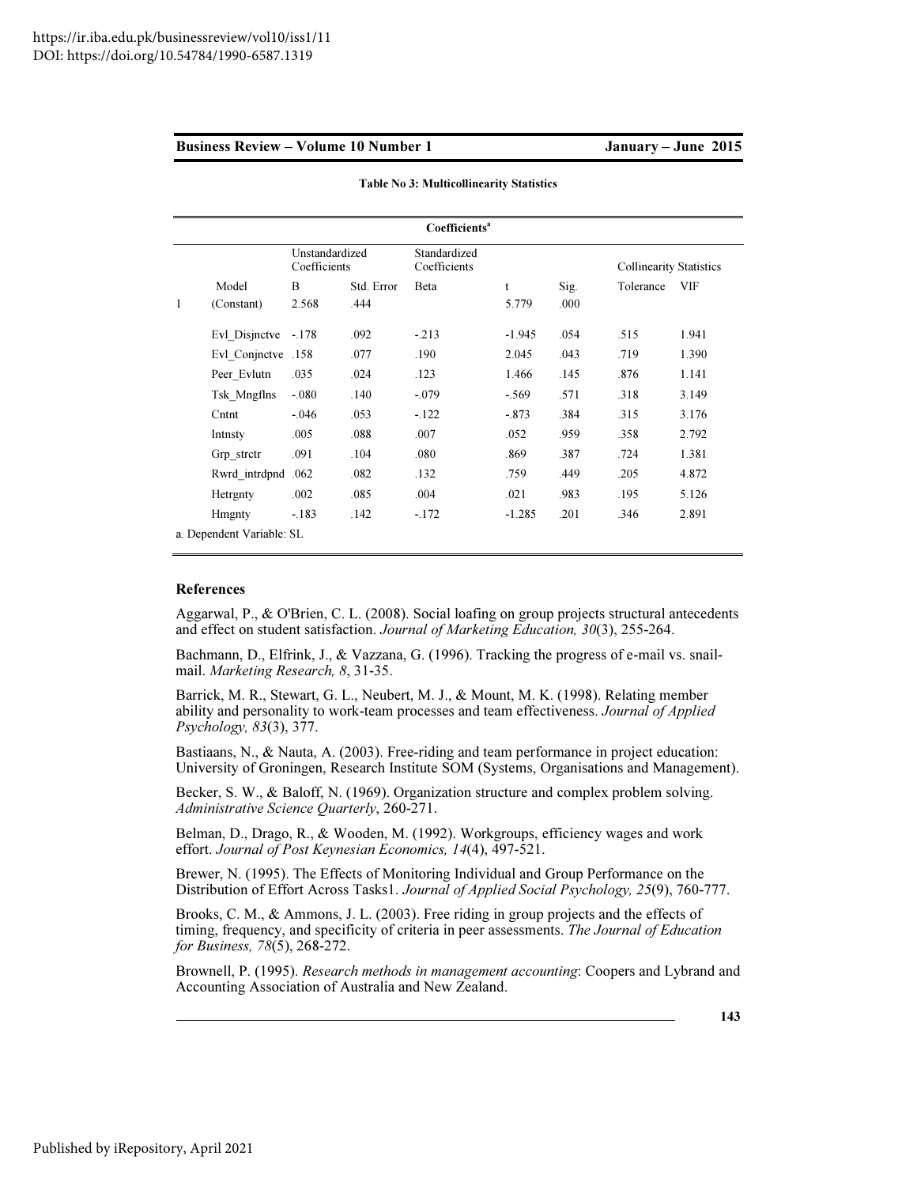**Table No 3: Multicollinearity Statistics**

| | Coefficients[a] | | | | | | | |
|---|---|---|---|---|---|---|---|---|
| | | Unstandardized Coefficients | | Standardized Coefficients | | | Collinearity Statistics | |
| | Model | B | Std. Error | Beta | t | Sig. | Tolerance | VIF |
| 1 | (Constant) | 2.568 | .444 | | 5.779 | .000 | | |
| | Evl_Disjnctve | -.178 | .092 | -.213 | -1.945 | .054 | .515 | 1.941 |
| | Evl_Conjnctve | .158 | .077 | .190 | 2.045 | .043 | .719 | 1.390 |
| | Peer_Evlutn | .035 | .024 | .123 | 1.466 | .145 | .876 | 1.141 |
| | Tsk_Mngflns | -.080 | .140 | -.079 | -.569 | .571 | .318 | 3.149 |
| | Cntnt | -.046 | .053 | -.122 | -.873 | .384 | .315 | 3.176 |
| | Intnsty | .005 | .088 | .007 | .052 | .959 | .358 | 2.792 |
| | Grp_strctr | .091 | .104 | .080 | .869 | .387 | .724 | 1.381 |
| | Rwrd_intrdpnd | .062 | .082 | .132 | .759 | .449 | .205 | 4.872 |
| | Hetrgnty | .002 | .085 | .004 | .021 | .983 | .195 | 5.126 |
| | Hmgnty | -.183 | .142 | -.172 | -1.285 | .201 | .346 | 2.891 |

a. Dependent Variable: SL

## References

Aggarwal, P., & O'Brien, C. L. (2008). Social loafing on group projects structural antecedents and effect on student satisfaction. *Journal of Marketing Education, 30*(3), 255-264.

Bachmann, D., Elfrink, J., & Vazzana, G. (1996). Tracking the progress of e-mail vs. snail-mail. *Marketing Research, 8*, 31-35.

Barrick, M. R., Stewart, G. L., Neubert, M. J., & Mount, M. K. (1998). Relating member ability and personality to work-team processes and team effectiveness. *Journal of Applied Psychology, 83*(3), 377.

Bastiaans, N., & Nauta, A. (2003). Free-riding and team performance in project education: University of Groningen, Research Institute SOM (Systems, Organisations and Management).

Becker, S. W., & Baloff, N. (1969). Organization structure and complex problem solving. *Administrative Science Quarterly*, 260-271.

Belman, D., Drago, R., & Wooden, M. (1992). Workgroups, efficiency wages and work effort. *Journal of Post Keynesian Economics, 14*(4), 497-521.

Brewer, N. (1995). The Effects of Monitoring Individual and Group Performance on the Distribution of Effort Across Tasks1. *Journal of Applied Social Psychology, 25*(9), 760-777.

Brooks, C. M., & Ammons, J. L. (2003). Free riding in group projects and the effects of timing, frequency, and specificity of criteria in peer assessments. *The Journal of Education for Business, 78*(5), 268-272.

Brownell, P. (1995). *Research methods in management accounting*: Coopers and Lybrand and Accounting Association of Australia and New Zealand.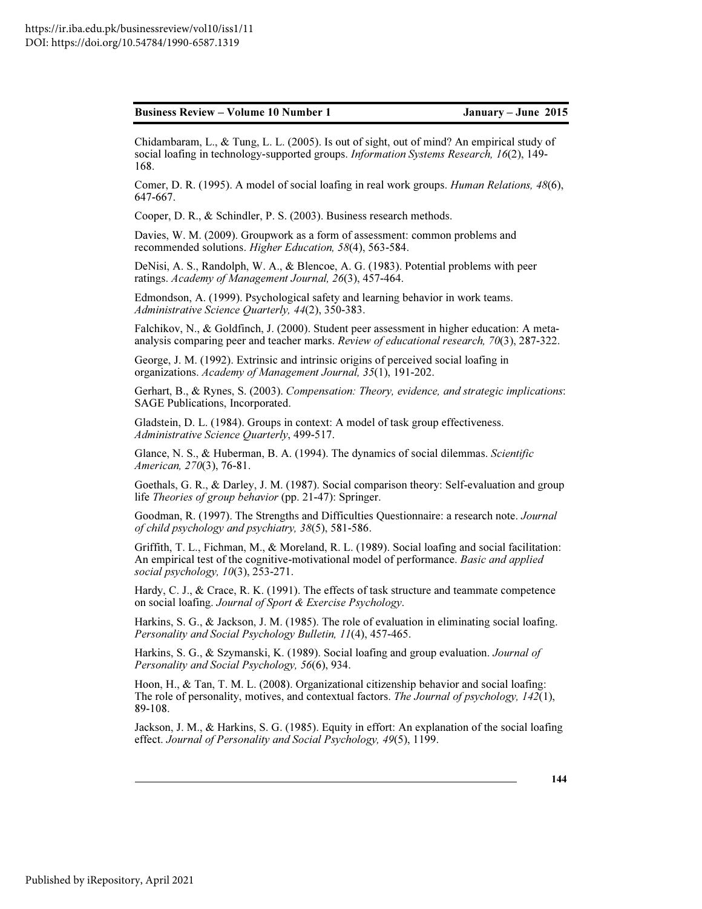Chidambaram, L., & Tung, L. L. (2005). Is out of sight, out of mind? An empirical study of social loafing in technology-supported groups. *Information Systems Research, 16*(2), 149-168.

Comer, D. R. (1995). A model of social loafing in real work groups. *Human Relations, 48*(6), 647-667.

Cooper, D. R., & Schindler, P. S. (2003). Business research methods.

Davies, W. M. (2009). Groupwork as a form of assessment: common problems and recommended solutions. *Higher Education, 58*(4), 563-584.

DeNisi, A. S., Randolph, W. A., & Blencoe, A. G. (1983). Potential problems with peer ratings. *Academy of Management Journal, 26*(3), 457-464.

Edmondson, A. (1999). Psychological safety and learning behavior in work teams. *Administrative Science Quarterly, 44*(2), 350-383.

Falchikov, N., & Goldfinch, J. (2000). Student peer assessment in higher education: A meta-analysis comparing peer and teacher marks. *Review of educational research, 70*(3), 287-322.

George, J. M. (1992). Extrinsic and intrinsic origins of perceived social loafing in organizations. *Academy of Management Journal, 35*(1), 191-202.

Gerhart, B., & Rynes, S. (2003). *Compensation: Theory, evidence, and strategic implications*: SAGE Publications, Incorporated.

Gladstein, D. L. (1984). Groups in context: A model of task group effectiveness. *Administrative Science Quarterly*, 499-517.

Glance, N. S., & Huberman, B. A. (1994). The dynamics of social dilemmas. *Scientific American, 270*(3), 76-81.

Goethals, G. R., & Darley, J. M. (1987). Social comparison theory: Self-evaluation and group life *Theories of group behavior* (pp. 21-47): Springer.

Goodman, R. (1997). The Strengths and Difficulties Questionnaire: a research note. *Journal of child psychology and psychiatry, 38*(5), 581-586.

Griffith, T. L., Fichman, M., & Moreland, R. L. (1989). Social loafing and social facilitation: An empirical test of the cognitive-motivational model of performance. *Basic and applied social psychology, 10*(3), 253-271.

Hardy, C. J., & Crace, R. K. (1991). The effects of task structure and teammate competence on social loafing. *Journal of Sport & Exercise Psychology*.

Harkins, S. G., & Jackson, J. M. (1985). The role of evaluation in eliminating social loafing. *Personality and Social Psychology Bulletin, 11*(4), 457-465.

Harkins, S. G., & Szymanski, K. (1989). Social loafing and group evaluation. *Journal of Personality and Social Psychology, 56*(6), 934.

Hoon, H., & Tan, T. M. L. (2008). Organizational citizenship behavior and social loafing: The role of personality, motives, and contextual factors. *The Journal of psychology, 142*(1), 89-108.

Jackson, J. M., & Harkins, S. G. (1985). Equity in effort: An explanation of the social loafing effect. *Journal of Personality and Social Psychology, 49*(5), 1199.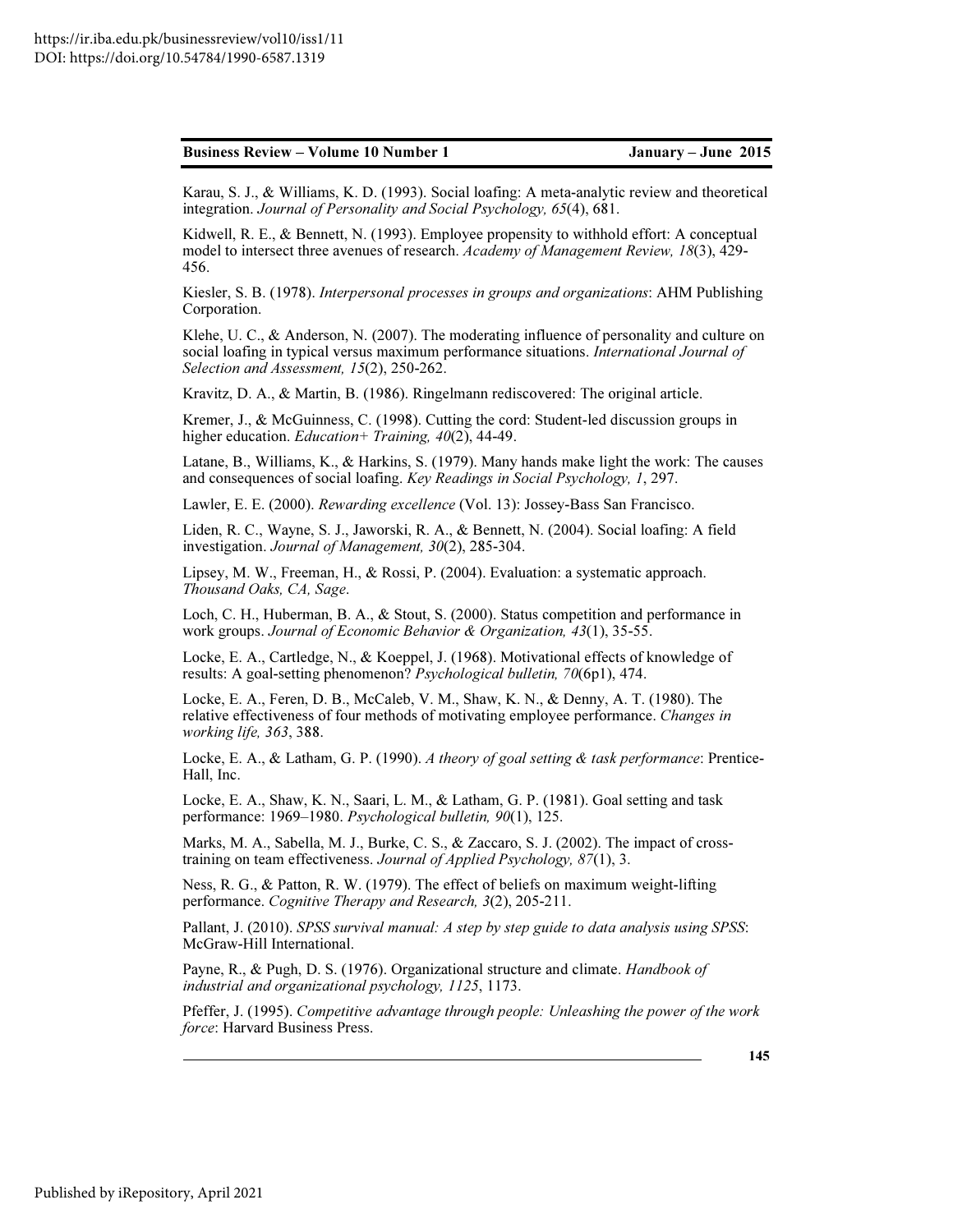Karau, S. J., & Williams, K. D. (1993). Social loafing: A meta-analytic review and theoretical integration. *Journal of Personality and Social Psychology, 65*(4), 681.

Kidwell, R. E., & Bennett, N. (1993). Employee propensity to withhold effort: A conceptual model to intersect three avenues of research. *Academy of Management Review, 18*(3), 429-456.

Kiesler, S. B. (1978). *Interpersonal processes in groups and organizations*: AHM Publishing Corporation.

Klehe, U. C., & Anderson, N. (2007). The moderating influence of personality and culture on social loafing in typical versus maximum performance situations. *International Journal of Selection and Assessment, 15*(2), 250-262.

Kravitz, D. A., & Martin, B. (1986). Ringelmann rediscovered: The original article.

Kremer, J., & McGuinness, C. (1998). Cutting the cord: Student-led discussion groups in higher education. *Education+ Training, 40*(2), 44-49.

Latane, B., Williams, K., & Harkins, S. (1979). Many hands make light the work: The causes and consequences of social loafing. *Key Readings in Social Psychology, 1*, 297.

Lawler, E. E. (2000). *Rewarding excellence* (Vol. 13): Jossey-Bass San Francisco.

Liden, R. C., Wayne, S. J., Jaworski, R. A., & Bennett, N. (2004). Social loafing: A field investigation. *Journal of Management, 30*(2), 285-304.

Lipsey, M. W., Freeman, H., & Rossi, P. (2004). Evaluation: a systematic approach. *Thousand Oaks, CA, Sage*.

Loch, C. H., Huberman, B. A., & Stout, S. (2000). Status competition and performance in work groups. *Journal of Economic Behavior & Organization, 43*(1), 35-55.

Locke, E. A., Cartledge, N., & Koeppel, J. (1968). Motivational effects of knowledge of results: A goal-setting phenomenon? *Psychological bulletin, 70*(6p1), 474.

Locke, E. A., Feren, D. B., McCaleb, V. M., Shaw, K. N., & Denny, A. T. (1980). The relative effectiveness of four methods of motivating employee performance. *Changes in working life, 363*, 388.

Locke, E. A., & Latham, G. P. (1990). *A theory of goal setting & task performance*: Prentice-Hall, Inc.

Locke, E. A., Shaw, K. N., Saari, L. M., & Latham, G. P. (1981). Goal setting and task performance: 1969–1980. *Psychological bulletin, 90*(1), 125.

Marks, M. A., Sabella, M. J., Burke, C. S., & Zaccaro, S. J. (2002). The impact of cross-training on team effectiveness. *Journal of Applied Psychology, 87*(1), 3.

Ness, R. G., & Patton, R. W. (1979). The effect of beliefs on maximum weight-lifting performance. *Cognitive Therapy and Research, 3*(2), 205-211.

Pallant, J. (2010). *SPSS survival manual: A step by step guide to data analysis using SPSS*: McGraw-Hill International.

Payne, R., & Pugh, D. S. (1976). Organizational structure and climate. *Handbook of industrial and organizational psychology, 1125*, 1173.

Pfeffer, J. (1995). *Competitive advantage through people: Unleashing the power of the work force*: Harvard Business Press.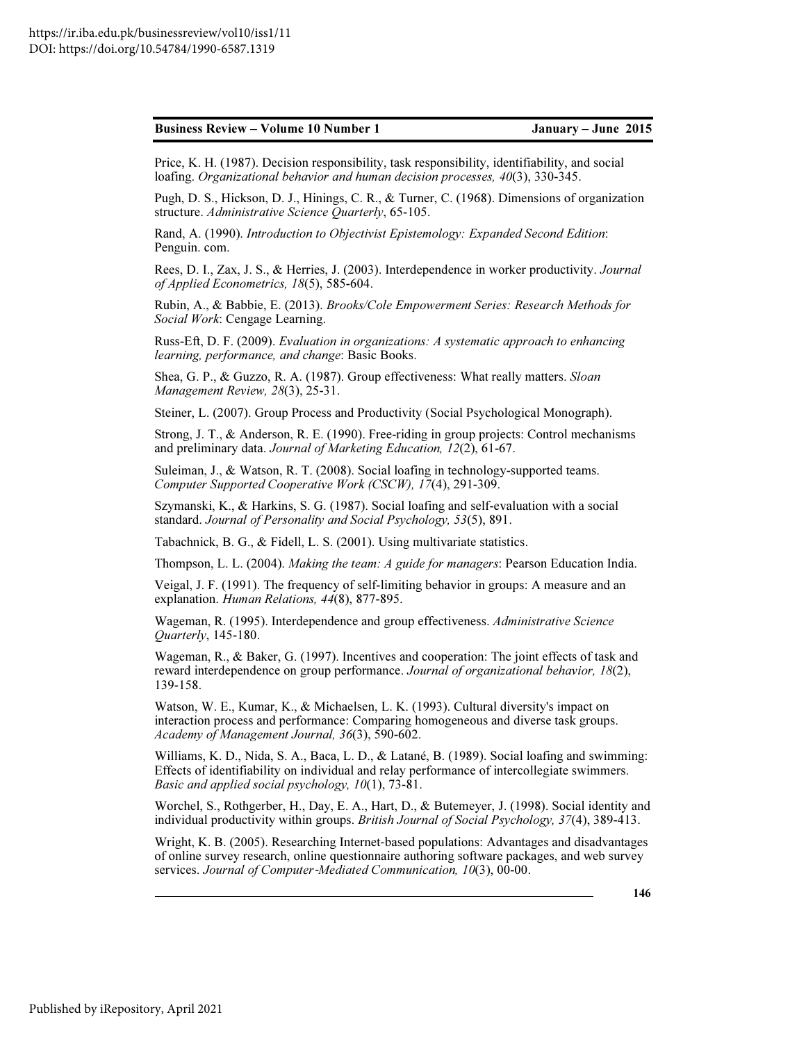Price, K. H. (1987). Decision responsibility, task responsibility, identifiability, and social loafing. *Organizational behavior and human decision processes, 40*(3), 330-345.

Pugh, D. S., Hickson, D. J., Hinings, C. R., & Turner, C. (1968). Dimensions of organization structure. *Administrative Science Quarterly*, 65-105.

Rand, A. (1990). *Introduction to Objectivist Epistemology: Expanded Second Edition*: Penguin. com.

Rees, D. I., Zax, J. S., & Herries, J. (2003). Interdependence in worker productivity. *Journal of Applied Econometrics, 18*(5), 585-604.

Rubin, A., & Babbie, E. (2013). *Brooks/Cole Empowerment Series: Research Methods for Social Work*: Cengage Learning.

Russ-Eft, D. F. (2009). *Evaluation in organizations: A systematic approach to enhancing learning, performance, and change*: Basic Books.

Shea, G. P., & Guzzo, R. A. (1987). Group effectiveness: What really matters. *Sloan Management Review, 28*(3), 25-31.

Steiner, L. (2007). Group Process and Productivity (Social Psychological Monograph).

Strong, J. T., & Anderson, R. E. (1990). Free-riding in group projects: Control mechanisms and preliminary data. *Journal of Marketing Education, 12*(2), 61-67.

Suleiman, J., & Watson, R. T. (2008). Social loafing in technology-supported teams. *Computer Supported Cooperative Work (CSCW), 17*(4), 291-309.

Szymanski, K., & Harkins, S. G. (1987). Social loafing and self-evaluation with a social standard. *Journal of Personality and Social Psychology, 53*(5), 891.

Tabachnick, B. G., & Fidell, L. S. (2001). Using multivariate statistics.

Thompson, L. L. (2004). *Making the team: A guide for managers*: Pearson Education India.

Veigal, J. F. (1991). The frequency of self-limiting behavior in groups: A measure and an explanation. *Human Relations, 44*(8), 877-895.

Wageman, R. (1995). Interdependence and group effectiveness. *Administrative Science Quarterly*, 145-180.

Wageman, R., & Baker, G. (1997). Incentives and cooperation: The joint effects of task and reward interdependence on group performance. *Journal of organizational behavior, 18*(2), 139-158.

Watson, W. E., Kumar, K., & Michaelsen, L. K. (1993). Cultural diversity's impact on interaction process and performance: Comparing homogeneous and diverse task groups. *Academy of Management Journal, 36*(3), 590-602.

Williams, K. D., Nida, S. A., Baca, L. D., & Latané, B. (1989). Social loafing and swimming: Effects of identifiability on individual and relay performance of intercollegiate swimmers. *Basic and applied social psychology, 10*(1), 73-81.

Worchel, S., Rothgerber, H., Day, E. A., Hart, D., & Butemeyer, J. (1998). Social identity and individual productivity within groups. *British Journal of Social Psychology, 37*(4), 389-413.

Wright, K. B. (2005). Researching Internet-based populations: Advantages and disadvantages of online survey research, online questionnaire authoring software packages, and web survey services. *Journal of Computer-Mediated Communication, 10*(3), 00-00.